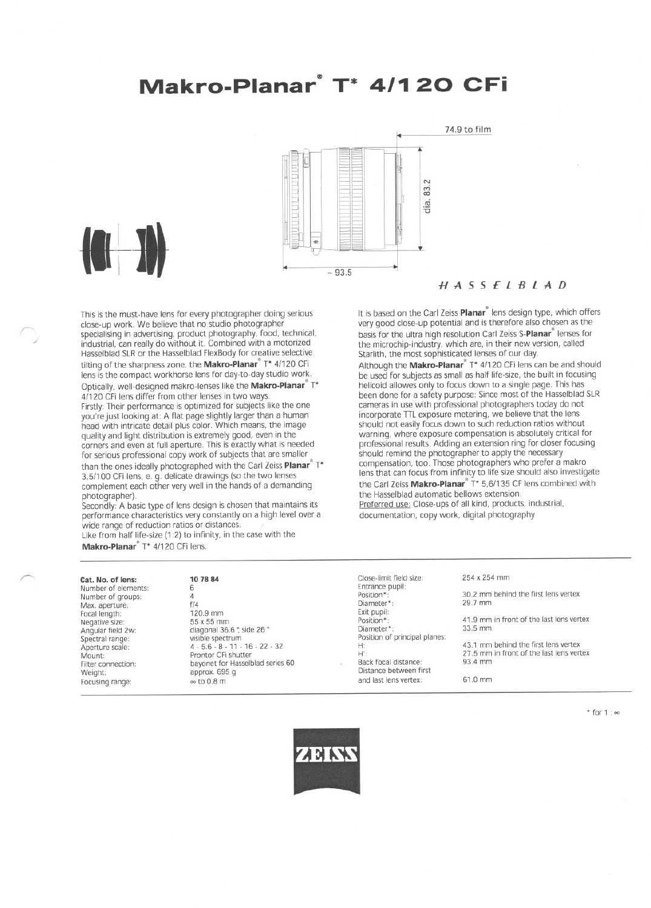# Makro-Planar® T* 4/120 CFi

74.9 to film

dia. 83.2

~ 93.5

*HASSELBLAD*

This is the must-have lens for every photographer doing serious close-up work. We believe that no studio photographer specialising in advertising, product photography, food, technical, industrial, can really do without it. Combined with a motorized Hasselblad SLR or the Hasselblad FlexBody for creative selective tilting of the sharpness zone, the **Makro-Planar**® T* 4/120 CFi lens is the compact workhorse lens for day-to-day studio work.

Optically, well-designed makro-lenses like the **Makro-Planar**® T* 4/120 CFi lens differ from other lenses in two ways.

Firstly: Their performance is optimized for subjects like the one you're just looking at: A flat page slightly larger than a human head with intricate detail plus color. Which means, the image quality and light distribution is extremely good, even in the corners and even at full aperture. This is exactly what is needed for serious professional copy work of subjects that are smaller than the ones ideally photographed with the Carl Zeiss **Planar**® T* 3,5/100 CFi lens, e. g. delicate drawings (so the two lenses complement each other very well in the hands of a demanding photographer).

Secondly: A basic type of lens design is chosen that maintains its performance characteristics very constantly on a high level over a wide range of reduction ratios or distances.

Like from half life-size (1:2) to infinity, in the case with the **Makro-Planar**® T* 4/120 CFi lens.

It is based on the Carl Zeiss **Planar**® lens design type, which offers very good close-up potential and is therefore also chosen as the basis for the ultra high resolution Carl Zeiss S-**Planar**® lenses for the microchip-industry, which are, in their new version, called Starlith, the most sophisticated lenses of our day.

Although the **Makro-Planar**® T* 4/120 CFi lens can be and should be used for subjects as small as half life-size, the built in focusing helicoid allowes only to focus down to a single page. This has been done for a safety purpose: Since most of the Hasselblad SLR cameras in use with professional photographers today do not incorporate TTL exposure metering, we believe that the lens should not easily focus down to such reduction ratios without warning, where exposure compensation is absolutely critical for professional results. Adding an extension ring for closer focusing should remind the photographer to apply the necessary compensation, too. Those photographers who prefer a makro lens that can focus from infinity to life size should also investigate the Carl Zeiss **Makro-Planar**® T* 5,6/135 CF lens combined with the Hasselblad automatic bellows extension.

Preferred use: Close-ups of all kind, products, industrial, documentation, copy work, digital photography

| | |
|---|---|
| **Cat. No. of lens:** | **10 78 84** |
| Number of elements: | 6 |
| Number of groups: | 4 |
| Max. aperture: | f/4 |
| Focal length: | 120.9 mm |
| Negative size: | 55 x 55 mm |
| Angular field 2w: | diagonal 36.6 °, side 26 ° |
| Spectral range: | visible spectrum |
| Aperture scale: | 4 - 5.6 - 8 - 11 - 16 - 22 - 32 |
| Mount: | Prontor CFi shutter |
| Filter connection: | bayonet for Hasselblad series 60 |
| Weight: | approx. 695 g |
| Focusing range: | ∞ to 0.8 m |
| Close-limit field size: | 254 x 254 mm |
| Entrance pupil: | |
| Position*: | 30.2 mm behind the first lens vertex |
| Diameter*: | 29.7 mm |
| Exit pupil: | |
| Position*: | 41.9 mm in front of the last lens vertex |
| Diameter*: | 33.5 mm |
| Position of principal planes: | |
| H: | 43.1 mm behind the first lens vertex |
| H': | 27.5 mm in front of the last lens vertex |
| Back focal distance: | 93.4 mm |
| Distance between first and last lens vertex: | 61.0 mm |

\* for 1 : ∞

ZEISS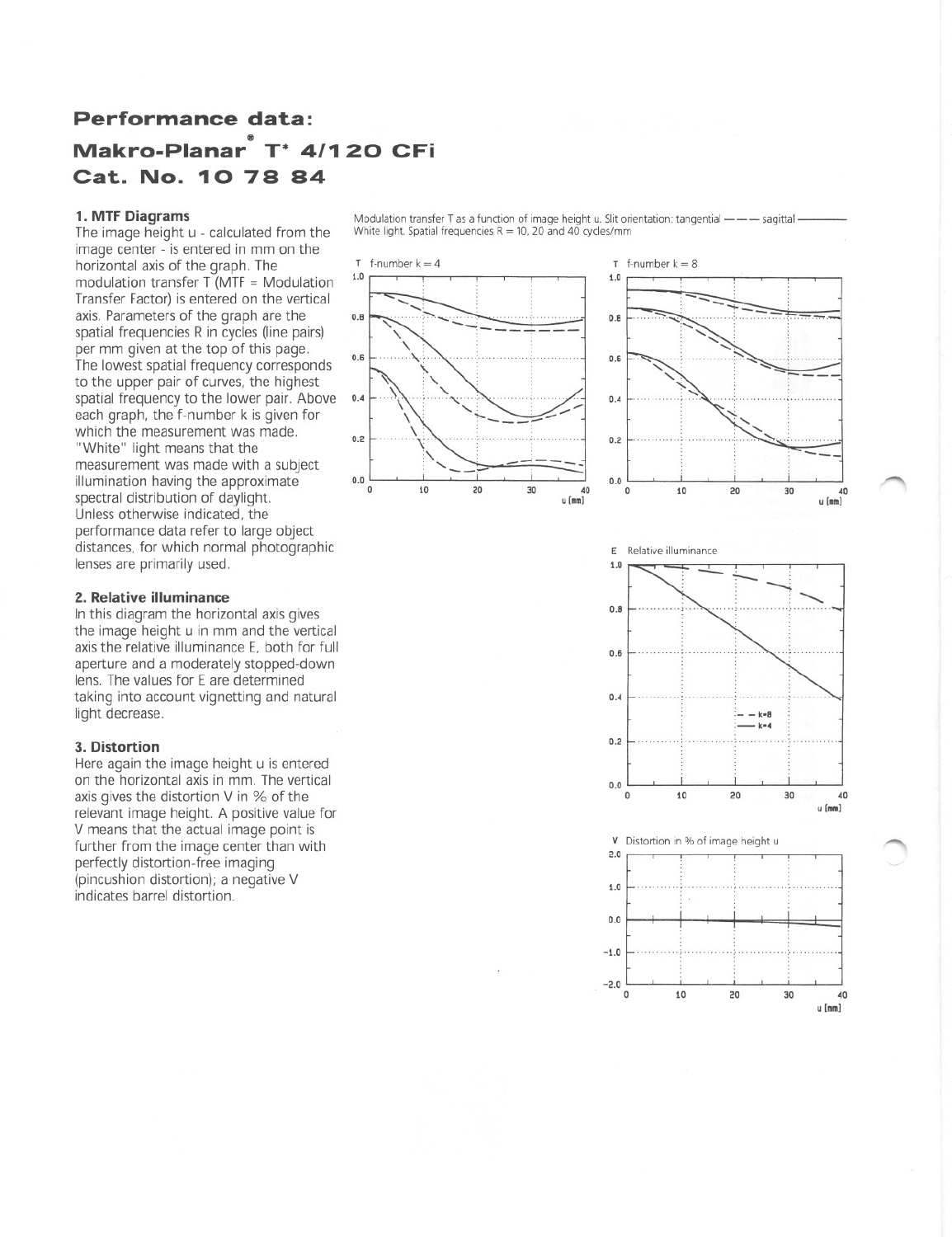# Performance data:

# Makro-Planar® T* 4/120 CFi

# Cat. No. 10 78 84

### 1. MTF Diagrams

The image height u - calculated from the image center - is entered in mm on the horizontal axis of the graph. The modulation transfer T (MTF = Modulation Transfer Factor) is entered on the vertical axis. Parameters of the graph are the spatial frequencies R in cycles (line pairs) per mm given at the top of this page. The lowest spatial frequency corresponds to the upper pair of curves, the highest spatial frequency to the lower pair. Above each graph, the f-number k is given for which the measurement was made. "White" light means that the measurement was made with a subject illumination having the approximate spectral distribution of daylight.
Unless otherwise indicated, the performance data refer to large object distances, for which normal photographic lenses are primarily used.

### 2. Relative illuminance

In this diagram the horizontal axis gives the image height u in mm and the vertical axis the relative illuminance E, both for full aperture and a moderately stopped-down lens. The values for E are determined taking into account vignetting and natural light decrease.

### 3. Distortion

Here again the image height u is entered on the horizontal axis in mm. The vertical axis gives the distortion V in % of the relevant image height. A positive value for V means that the actual image point is further from the image center than with perfectly distortion-free imaging (pincushion distortion); a negative V indicates barrel distortion.

Modulation transfer T as a function of image height u. Slit orientation: tangential – – – sagittal ——
White light. Spatial frequencies R = 10, 20 and 40 cycles/mm

T f-number k = 4

T f-number k = 8

E Relative illuminance

– – k=8
—— k=4

V Distortion in % of image height u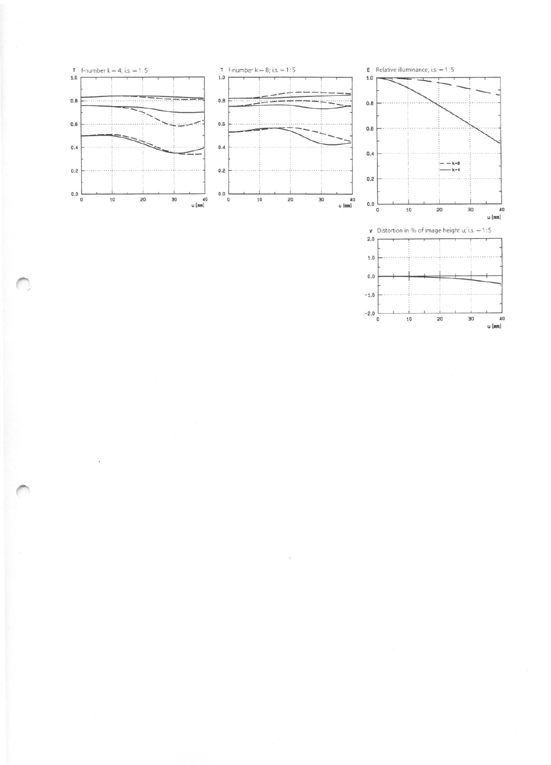T f-number k = 4; i.s. = 1 : 5

1.0
0.8
0.6
0.4
0.2
0.0
0 10 20 30 40
u [mm]

T f-number k = 8; i.s. = 1 : 5

1.0
0.8
0.6
0.4
0.2
0.0
0 10 20 30 40
u [mm]

E Relative illuminance; i.s. = 1 : 5

1.0
0.8
0.6
0.4
0.2
0.0
0 10 20 30 40
u [mm]

k=8
k=4

V Distortion in % of image height u; i.s. = 1 : 5

2.0
1.0
0.0
-1.0
-2.0
0 10 20 30 40
u [mm]